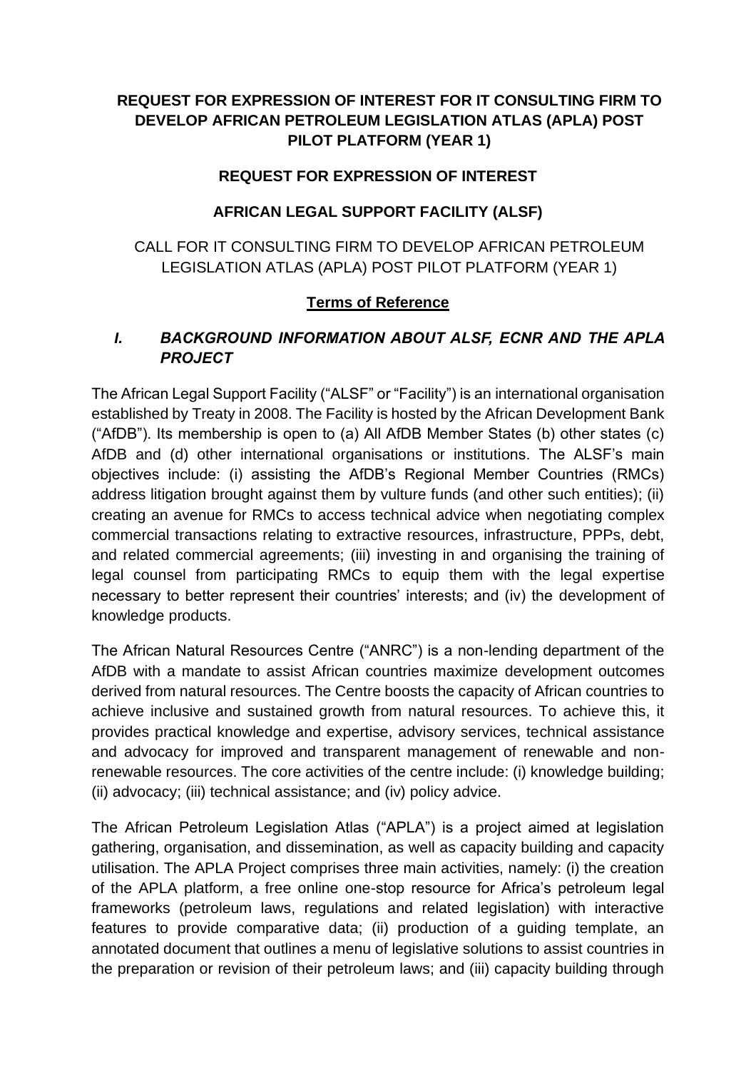**REQUEST FOR EXPRESSION OF INTEREST FOR IT CONSULTING FIRM TO DEVELOP AFRICAN PETROLEUM LEGISLATION ATLAS (APLA) POST PILOT PLATFORM (YEAR 1)**

**REQUEST FOR EXPRESSION OF INTEREST**

**AFRICAN LEGAL SUPPORT FACILITY (ALSF)**

CALL FOR IT CONSULTING FIRM TO DEVELOP AFRICAN PETROLEUM LEGISLATION ATLAS (APLA) POST PILOT PLATFORM (YEAR 1)

**<u>Terms of Reference</u>**

## *I. BACKGROUND INFORMATION ABOUT ALSF, ECNR AND THE APLA PROJECT*

The African Legal Support Facility ("ALSF" or "Facility") is an international organisation established by Treaty in 2008. The Facility is hosted by the African Development Bank ("AfDB"). Its membership is open to (a) All AfDB Member States (b) other states (c) AfDB and (d) other international organisations or institutions. The ALSF's main objectives include: (i) assisting the AfDB's Regional Member Countries (RMCs) address litigation brought against them by vulture funds (and other such entities); (ii) creating an avenue for RMCs to access technical advice when negotiating complex commercial transactions relating to extractive resources, infrastructure, PPPs, debt, and related commercial agreements; (iii) investing in and organising the training of legal counsel from participating RMCs to equip them with the legal expertise necessary to better represent their countries' interests; and (iv) the development of knowledge products.

The African Natural Resources Centre ("ANRC") is a non-lending department of the AfDB with a mandate to assist African countries maximize development outcomes derived from natural resources. The Centre boosts the capacity of African countries to achieve inclusive and sustained growth from natural resources. To achieve this, it provides practical knowledge and expertise, advisory services, technical assistance and advocacy for improved and transparent management of renewable and non-renewable resources. The core activities of the centre include: (i) knowledge building; (ii) advocacy; (iii) technical assistance; and (iv) policy advice.

The African Petroleum Legislation Atlas ("APLA") is a project aimed at legislation gathering, organisation, and dissemination, as well as capacity building and capacity utilisation. The APLA Project comprises three main activities, namely: (i) the creation of the APLA platform, a free online one-stop resource for Africa's petroleum legal frameworks (petroleum laws, regulations and related legislation) with interactive features to provide comparative data; (ii) production of a guiding template, an annotated document that outlines a menu of legislative solutions to assist countries in the preparation or revision of their petroleum laws; and (iii) capacity building through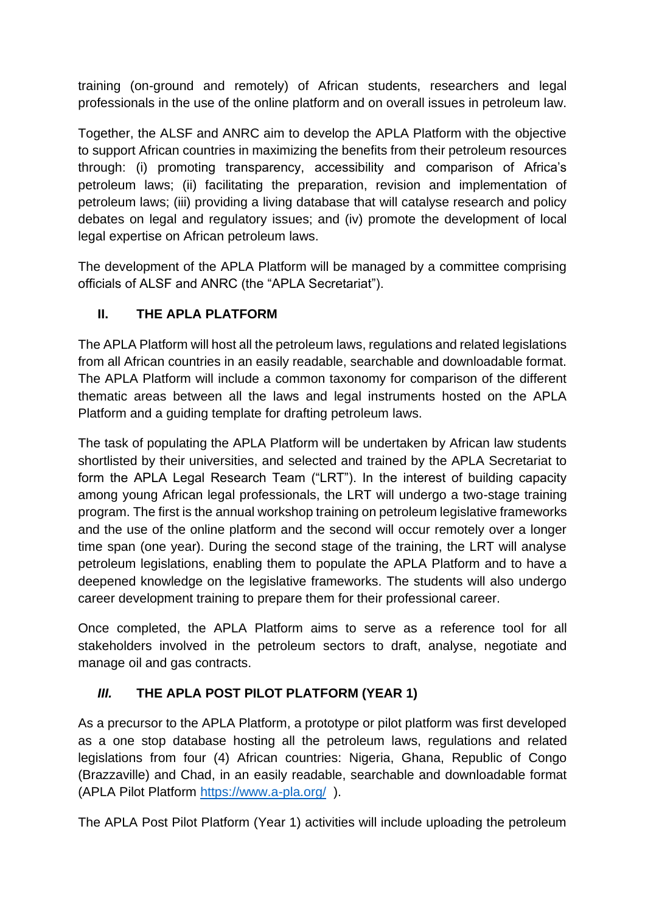training (on-ground and remotely) of African students, researchers and legal professionals in the use of the online platform and on overall issues in petroleum law.

Together, the ALSF and ANRC aim to develop the APLA Platform with the objective to support African countries in maximizing the benefits from their petroleum resources through: (i) promoting transparency, accessibility and comparison of Africa's petroleum laws; (ii) facilitating the preparation, revision and implementation of petroleum laws; (iii) providing a living database that will catalyse research and policy debates on legal and regulatory issues; and (iv) promote the development of local legal expertise on African petroleum laws.

The development of the APLA Platform will be managed by a committee comprising officials of ALSF and ANRC (the "APLA Secretariat").

## II. THE APLA PLATFORM

The APLA Platform will host all the petroleum laws, regulations and related legislations from all African countries in an easily readable, searchable and downloadable format. The APLA Platform will include a common taxonomy for comparison of the different thematic areas between all the laws and legal instruments hosted on the APLA Platform and a guiding template for drafting petroleum laws.

The task of populating the APLA Platform will be undertaken by African law students shortlisted by their universities, and selected and trained by the APLA Secretariat to form the APLA Legal Research Team ("LRT"). In the interest of building capacity among young African legal professionals, the LRT will undergo a two-stage training program. The first is the annual workshop training on petroleum legislative frameworks and the use of the online platform and the second will occur remotely over a longer time span (one year). During the second stage of the training, the LRT will analyse petroleum legislations, enabling them to populate the APLA Platform and to have a deepened knowledge on the legislative frameworks. The students will also undergo career development training to prepare them for their professional career.

Once completed, the APLA Platform aims to serve as a reference tool for all stakeholders involved in the petroleum sectors to draft, analyse, negotiate and manage oil and gas contracts.

## *III.* THE APLA POST PILOT PLATFORM (YEAR 1)

As a precursor to the APLA Platform, a prototype or pilot platform was first developed as a one stop database hosting all the petroleum laws, regulations and related legislations from four (4) African countries: Nigeria, Ghana, Republic of Congo (Brazzaville) and Chad, in an easily readable, searchable and downloadable format (APLA Pilot Platform https://www.a-pla.org/ ).

The APLA Post Pilot Platform (Year 1) activities will include uploading the petroleum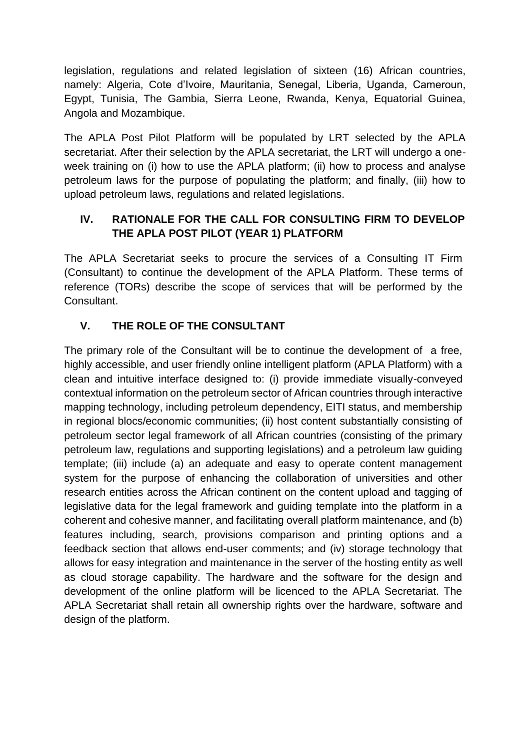legislation, regulations and related legislation of sixteen (16) African countries, namely: Algeria, Cote d'Ivoire, Mauritania, Senegal, Liberia, Uganda, Cameroun, Egypt, Tunisia, The Gambia, Sierra Leone, Rwanda, Kenya, Equatorial Guinea, Angola and Mozambique.

The APLA Post Pilot Platform will be populated by LRT selected by the APLA secretariat. After their selection by the APLA secretariat, the LRT will undergo a one-week training on (i) how to use the APLA platform; (ii) how to process and analyse petroleum laws for the purpose of populating the platform; and finally, (iii) how to upload petroleum laws, regulations and related legislations.

## IV. RATIONALE FOR THE CALL FOR CONSULTING FIRM TO DEVELOP THE APLA POST PILOT (YEAR 1) PLATFORM

The APLA Secretariat seeks to procure the services of a Consulting IT Firm (Consultant) to continue the development of the APLA Platform. These terms of reference (TORs) describe the scope of services that will be performed by the Consultant.

## V. THE ROLE OF THE CONSULTANT

The primary role of the Consultant will be to continue the development of a free, highly accessible, and user friendly online intelligent platform (APLA Platform) with a clean and intuitive interface designed to: (i) provide immediate visually-conveyed contextual information on the petroleum sector of African countries through interactive mapping technology, including petroleum dependency, EITI status, and membership in regional blocs/economic communities; (ii) host content substantially consisting of petroleum sector legal framework of all African countries (consisting of the primary petroleum law, regulations and supporting legislations) and a petroleum law guiding template; (iii) include (a) an adequate and easy to operate content management system for the purpose of enhancing the collaboration of universities and other research entities across the African continent on the content upload and tagging of legislative data for the legal framework and guiding template into the platform in a coherent and cohesive manner, and facilitating overall platform maintenance, and (b) features including, search, provisions comparison and printing options and a feedback section that allows end-user comments; and (iv) storage technology that allows for easy integration and maintenance in the server of the hosting entity as well as cloud storage capability. The hardware and the software for the design and development of the online platform will be licenced to the APLA Secretariat. The APLA Secretariat shall retain all ownership rights over the hardware, software and design of the platform.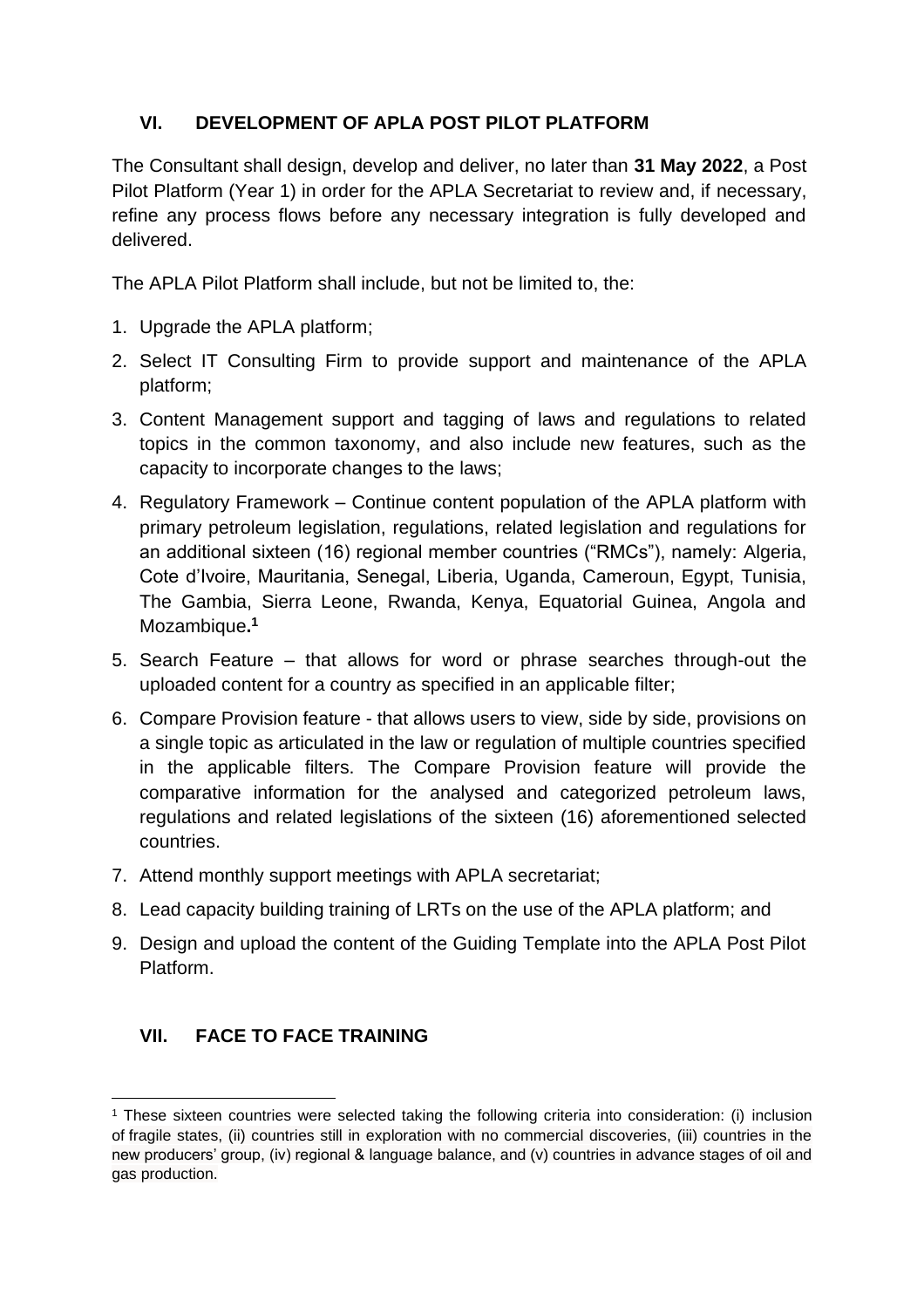## VI. DEVELOPMENT OF APLA POST PILOT PLATFORM

The Consultant shall design, develop and deliver, no later than **31 May 2022**, a Post Pilot Platform (Year 1) in order for the APLA Secretariat to review and, if necessary, refine any process flows before any necessary integration is fully developed and delivered.

The APLA Pilot Platform shall include, but not be limited to, the:

1. Upgrade the APLA platform;
2. Select IT Consulting Firm to provide support and maintenance of the APLA platform;
3. Content Management support and tagging of laws and regulations to related topics in the common taxonomy, and also include new features, such as the capacity to incorporate changes to the laws;
4. Regulatory Framework – Continue content population of the APLA platform with primary petroleum legislation, regulations, related legislation and regulations for an additional sixteen (16) regional member countries ("RMCs"), namely: Algeria, Cote d'Ivoire, Mauritania, Senegal, Liberia, Uganda, Cameroun, Egypt, Tunisia, The Gambia, Sierra Leone, Rwanda, Kenya, Equatorial Guinea, Angola and Mozambique**.**[1]
5. Search Feature – that allows for word or phrase searches through-out the uploaded content for a country as specified in an applicable filter;
6. Compare Provision feature - that allows users to view, side by side, provisions on a single topic as articulated in the law or regulation of multiple countries specified in the applicable filters. The Compare Provision feature will provide the comparative information for the analysed and categorized petroleum laws, regulations and related legislations of the sixteen (16) aforementioned selected countries.
7. Attend monthly support meetings with APLA secretariat;
8. Lead capacity building training of LRTs on the use of the APLA platform; and
9. Design and upload the content of the Guiding Template into the APLA Post Pilot Platform.

## VII. FACE TO FACE TRAINING

[1] These sixteen countries were selected taking the following criteria into consideration: (i) inclusion of fragile states, (ii) countries still in exploration with no commercial discoveries, (iii) countries in the new producers' group, (iv) regional & language balance, and (v) countries in advance stages of oil and gas production.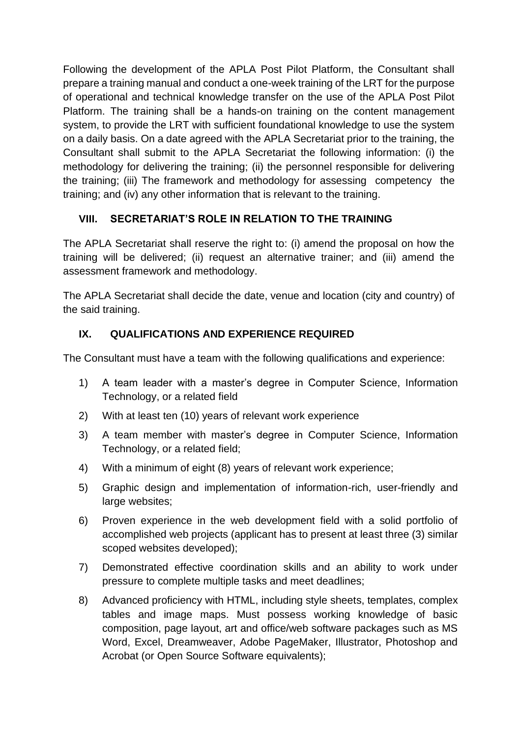Following the development of the APLA Post Pilot Platform, the Consultant shall prepare a training manual and conduct a one-week training of the LRT for the purpose of operational and technical knowledge transfer on the use of the APLA Post Pilot Platform. The training shall be a hands-on training on the content management system, to provide the LRT with sufficient foundational knowledge to use the system on a daily basis. On a date agreed with the APLA Secretariat prior to the training, the Consultant shall submit to the APLA Secretariat the following information: (i) the methodology for delivering the training; (ii) the personnel responsible for delivering the training; (iii) The framework and methodology for assessing competency the training; and (iv) any other information that is relevant to the training.

## VIII. SECRETARIAT'S ROLE IN RELATION TO THE TRAINING

The APLA Secretariat shall reserve the right to: (i) amend the proposal on how the training will be delivered; (ii) request an alternative trainer; and (iii) amend the assessment framework and methodology.

The APLA Secretariat shall decide the date, venue and location (city and country) of the said training.

## IX. QUALIFICATIONS AND EXPERIENCE REQUIRED

The Consultant must have a team with the following qualifications and experience:

1) A team leader with a master's degree in Computer Science, Information Technology, or a related field
2) With at least ten (10) years of relevant work experience
3) A team member with master's degree in Computer Science, Information Technology, or a related field;
4) With a minimum of eight (8) years of relevant work experience;
5) Graphic design and implementation of information-rich, user-friendly and large websites;
6) Proven experience in the web development field with a solid portfolio of accomplished web projects (applicant has to present at least three (3) similar scoped websites developed);
7) Demonstrated effective coordination skills and an ability to work under pressure to complete multiple tasks and meet deadlines;
8) Advanced proficiency with HTML, including style sheets, templates, complex tables and image maps. Must possess working knowledge of basic composition, page layout, art and office/web software packages such as MS Word, Excel, Dreamweaver, Adobe PageMaker, Illustrator, Photoshop and Acrobat (or Open Source Software equivalents);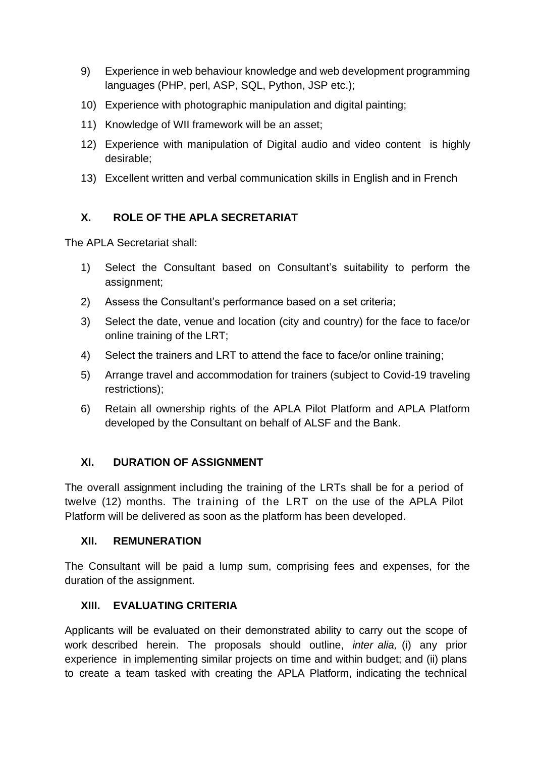9) Experience in web behaviour knowledge and web development programming languages (PHP, perl, ASP, SQL, Python, JSP etc.);
10) Experience with photographic manipulation and digital painting;
11) Knowledge of WII framework will be an asset;
12) Experience with manipulation of Digital audio and video content is highly desirable;
13) Excellent written and verbal communication skills in English and in French

## X. ROLE OF THE APLA SECRETARIAT

The APLA Secretariat shall:

1) Select the Consultant based on Consultant's suitability to perform the assignment;
2) Assess the Consultant's performance based on a set criteria;
3) Select the date, venue and location (city and country) for the face to face/or online training of the LRT;
4) Select the trainers and LRT to attend the face to face/or online training;
5) Arrange travel and accommodation for trainers (subject to Covid-19 traveling restrictions);
6) Retain all ownership rights of the APLA Pilot Platform and APLA Platform developed by the Consultant on behalf of ALSF and the Bank.

## XI. DURATION OF ASSIGNMENT

The overall assignment including the training of the LRTs shall be for a period of twelve (12) months. The training of the LRT on the use of the APLA Pilot Platform will be delivered as soon as the platform has been developed.

## XII. REMUNERATION

The Consultant will be paid a lump sum, comprising fees and expenses, for the duration of the assignment.

## XIII. EVALUATING CRITERIA

Applicants will be evaluated on their demonstrated ability to carry out the scope of work described herein. The proposals should outline, *inter alia,* (i) any prior experience in implementing similar projects on time and within budget; and (ii) plans to create a team tasked with creating the APLA Platform, indicating the technical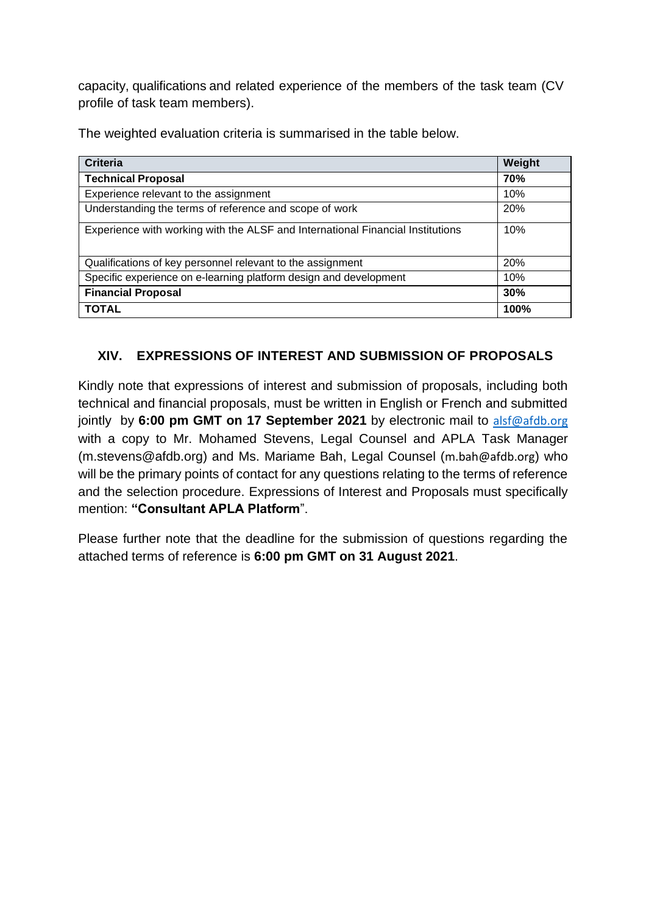capacity, qualifications and related experience of the members of the task team (CV profile of task team members).

The weighted evaluation criteria is summarised in the table below.

| **Criteria** | **Weight** |
|---|---|
| **Technical Proposal** | **70%** |
| Experience relevant to the assignment | 10% |
| Understanding the terms of reference and scope of work | 20% |
| Experience with working with the ALSF and International Financial Institutions | 10% |
| Qualifications of key personnel relevant to the assignment | 20% |
| Specific experience on e-learning platform design and development | 10% |
| **Financial Proposal** | **30%** |
| **TOTAL** | **100%** |

## XIV. EXPRESSIONS OF INTEREST AND SUBMISSION OF PROPOSALS

Kindly note that expressions of interest and submission of proposals, including both technical and financial proposals, must be written in English or French and submitted jointly by **6:00 pm GMT on 17 September 2021** by electronic mail to alsf@afdb.org with a copy to Mr. Mohamed Stevens, Legal Counsel and APLA Task Manager (m.stevens@afdb.org) and Ms. Mariame Bah, Legal Counsel (m.bah@afdb.org) who will be the primary points of contact for any questions relating to the terms of reference and the selection procedure. Expressions of Interest and Proposals must specifically mention: **"Consultant APLA Platform**".

Please further note that the deadline for the submission of questions regarding the attached terms of reference is **6:00 pm GMT on 31 August 2021**.